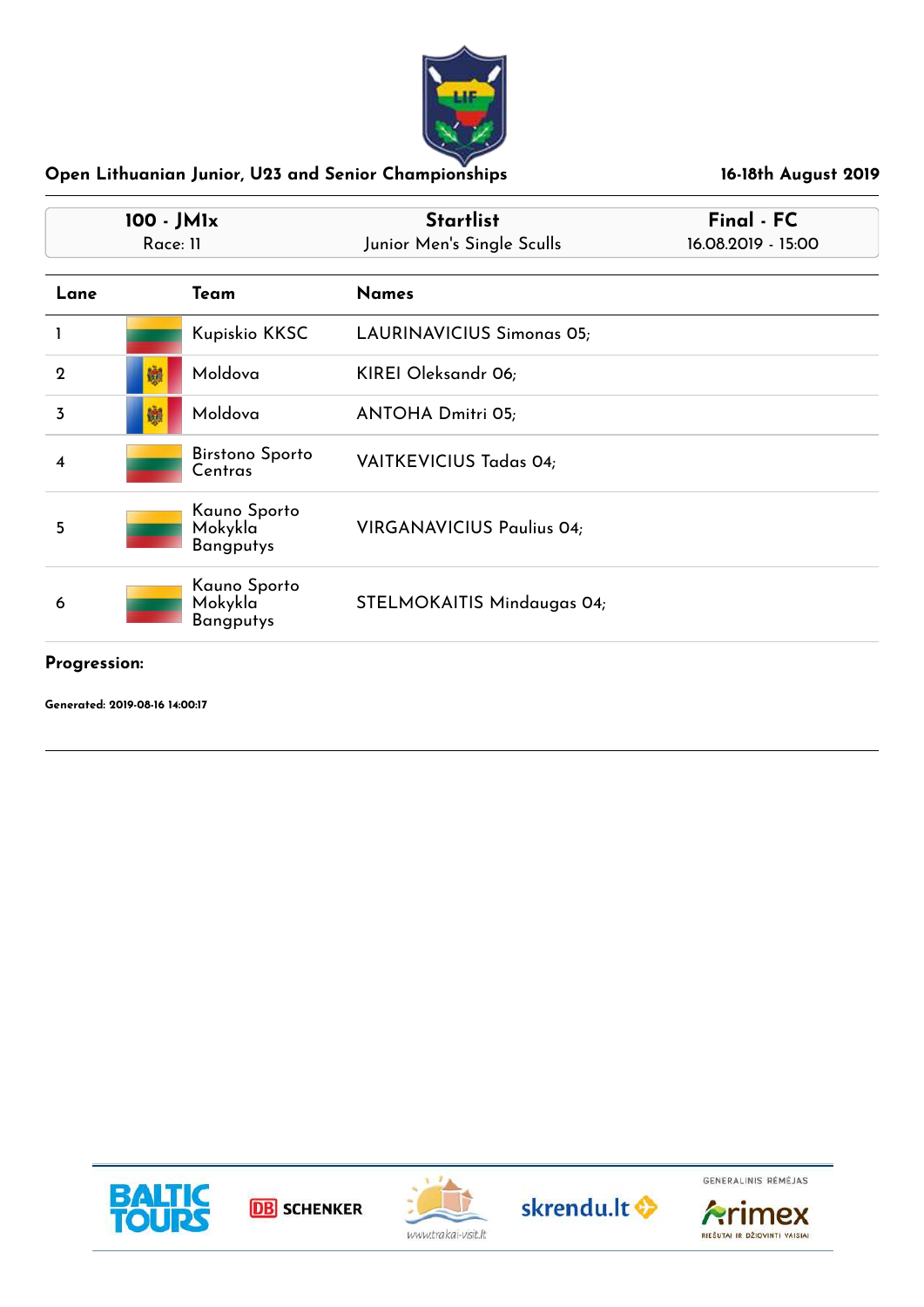## Open Lithuanian Junior, U23 and Senior Championships

**16-18th August 2019**

| 100 - JM1x | Startlist | Final - FC |
|---|---|---|
| Race: 11 | Junior Men's Single Sculls | 16.08.2019 - 15:00 |

| Lane | Team | Names |
|---|---|---|
| 1 | Kupiskio KKSC | LAURINAVICIUS Simonas 05; |
| 2 | Moldova | KIREI Oleksandr 06; |
| 3 | Moldova | ANTOHA Dmitri 05; |
| 4 | Birstono Sporto Centras | VAITKEVICIUS Tadas 04; |
| 5 | Kauno Sporto Mokykla Bangputys | VIRGANAVICIUS Paulius 04; |
| 6 | Kauno Sporto Mokykla Bangputys | STELMOKAITIS Mindaugas 04; |

**Progression:**

**Generated: 2019-08-16 14:00:17**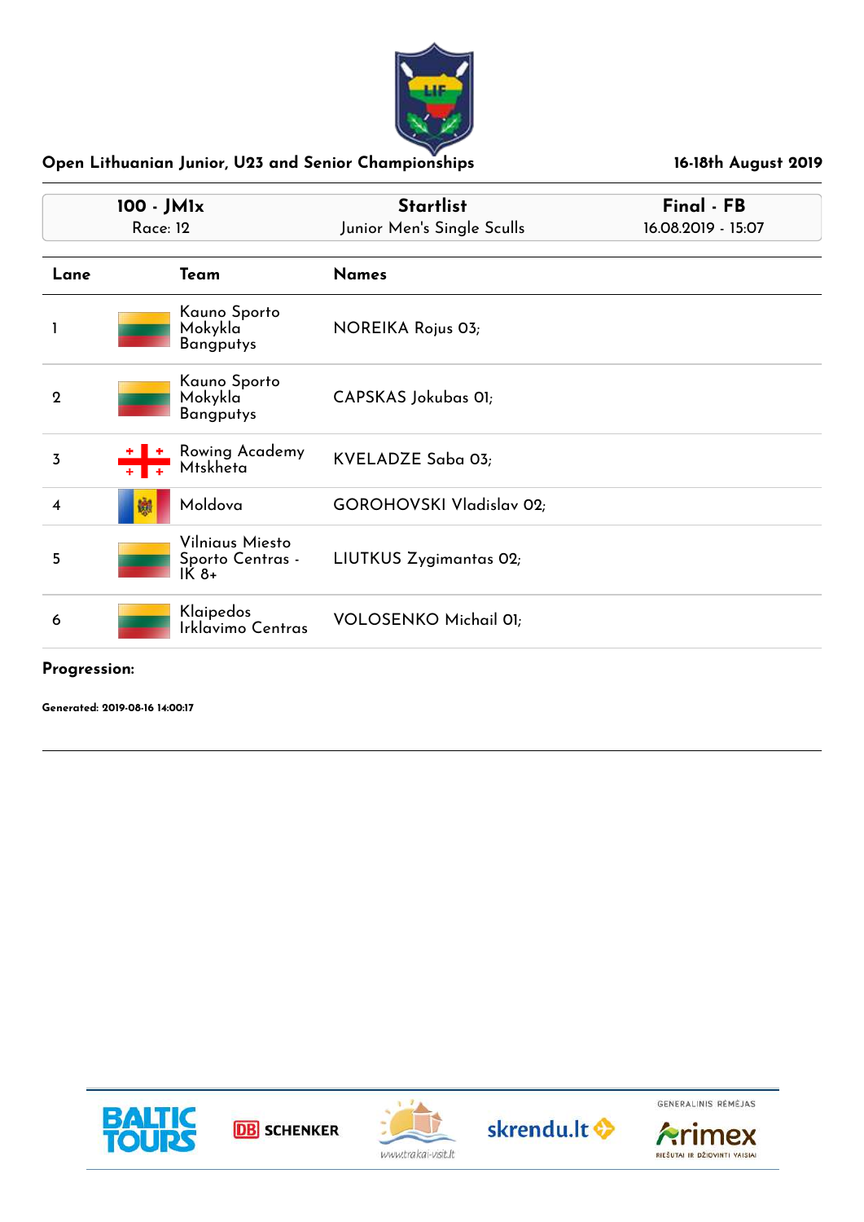# Open Lithuanian Junior, U23 and Senior Championships

**16-18th August 2019**

| 100 - JM1x | Startlist | Final - FB |
|---|---|---|
| Race: 12 | Junior Men's Single Sculls | 16.08.2019 - 15:07 |

| Lane | Team | Names |
|---|---|---|
| 1 | Kauno Sporto Mokykla Bangputys | NOREIKA Rojus 03; |
| 2 | Kauno Sporto Mokykla Bangputys | CAPSKAS Jokubas 01; |
| 3 | Rowing Academy Mtskheta | KVELADZE Saba 03; |
| 4 | Moldova | GOROHOVSKI Vladislav 02; |
| 5 | Vilniaus Miesto Sporto Centras - IK 8+ | LIUTKUS Zygimantas 02; |
| 6 | Klaipedos Irklavimo Centras | VOLOSENKO Michail 01; |

**Progression:**

**Generated: 2019-08-16 14:00:17**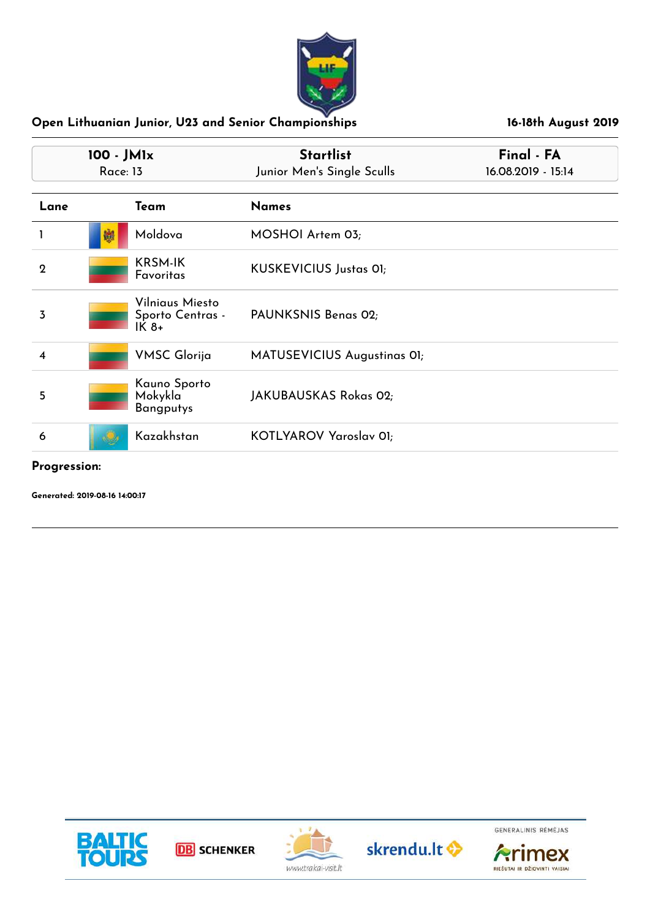## Open Lithuanian Junior, U23 and Senior Championships

16-18th August 2019

| 100 - JM1x<br>Race: 13 | Startlist<br>Junior Men's Single Sculls | Final - FA<br>16.08.2019 - 15:14 |
|---|---|---|

| Lane | Team | Names |
|---|---|---|
| 1 | Moldova | MOSHOI Artem 03; |
| 2 | KRSM-IK Favoritas | KUSKEVICIUS Justas 01; |
| 3 | Vilniaus Miesto Sporto Centras - IK 8+ | PAUNKSNIS Benas 02; |
| 4 | VMSC Glorija | MATUSEVICIUS Augustinas 01; |
| 5 | Kauno Sporto Mokykla Bangputys | JAKUBAUSKAS Rokas 02; |
| 6 | Kazakhstan | KOTLYAROV Yaroslav 01; |

**Progression:**

**Generated: 2019-08-16 14:00:17**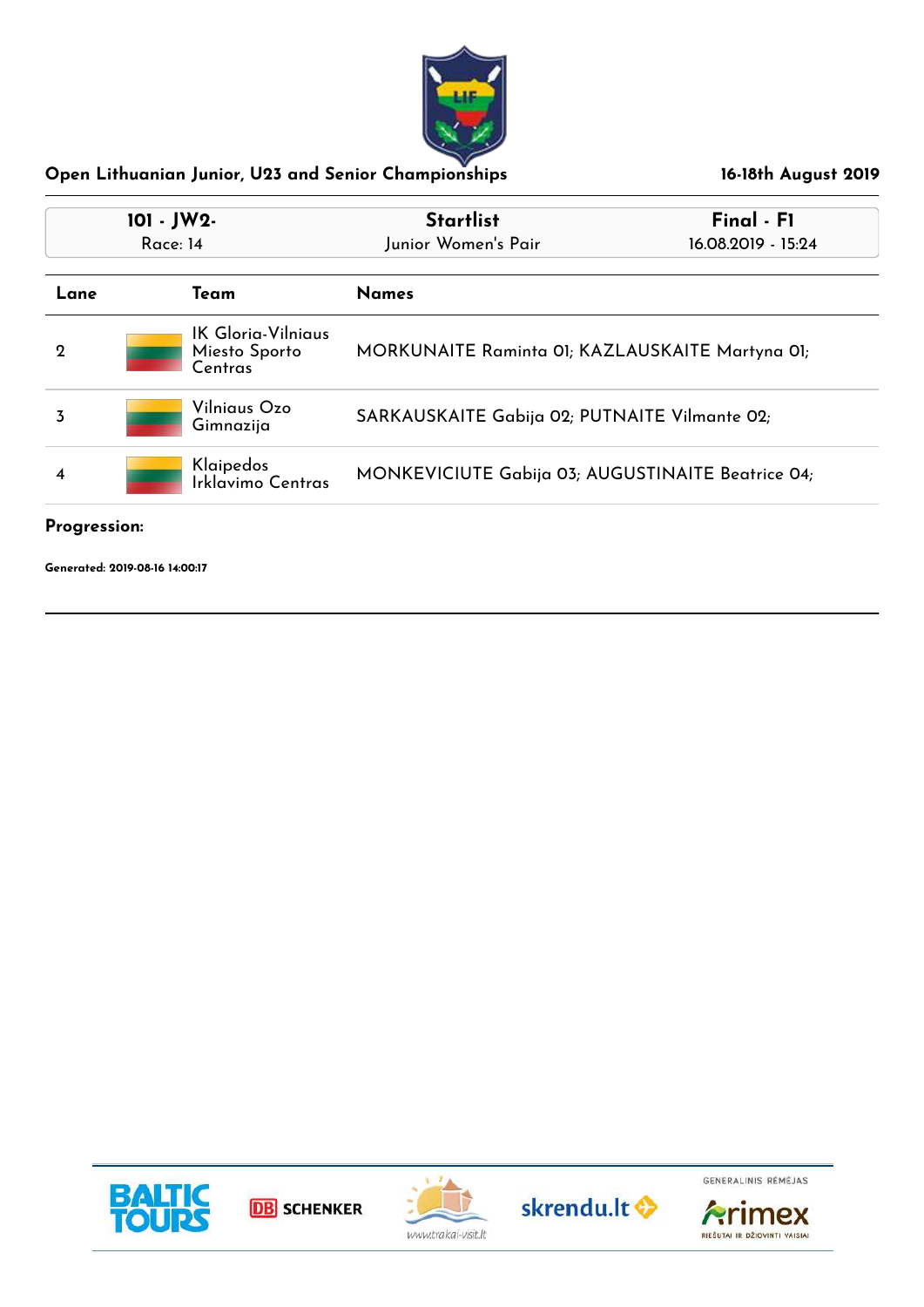## Open Lithuanian Junior, U23 and Senior Championships

**16-18th August 2019**

| **101 - JW2-** | **Startlist** | **Final - F1** |
|---|---|---|
| Race: 14 | Junior Women's Pair | 16.08.2019 - 15:24 |

| Lane | Team | Names |
|---|---|---|
| 2 | IK Gloria-Vilniaus Miesto Sporto Centras | MORKUNAITE Raminta 01; KAZLAUSKAITE Martyna 01; |
| 3 | Vilniaus Ozo Gimnazija | SARKAUSKAITE Gabija 02; PUTNAITE Vilmante 02; |
| 4 | Klaipedos Irklavimo Centras | MONKEVICIUTE Gabija 03; AUGUSTINAITE Beatrice 04; |

**Progression:**

**Generated: 2019-08-16 14:00:17**

BALTIC TOURS | DB SCHENKER | www.trakai-visit.lt | skrendu.lt | GENERALINIS RĖMĖJAS Arimex RIEŠUTAI IR DŽIOVINTI VAISIAI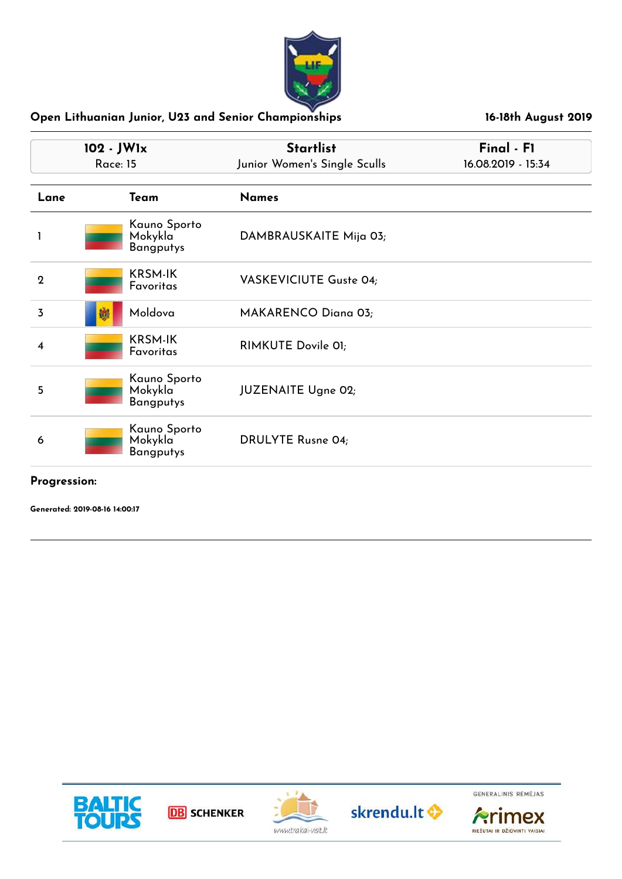## Open Lithuanian Junior, U23 and Senior Championships

16-18th August 2019

| 102 - JW1x<br>Race: 15 | Startlist<br>Junior Women's Single Sculls | Final - F1<br>16.08.2019 - 15:34 |
|---|---|---|

| Lane | Team | Names |
|---|---|---|
| 1 | Kauno Sporto Mokykla Bangputys | DAMBRAUSKAITE Mija 03; |
| 2 | KRSM-IK Favoritas | VASKEVICIUTE Guste 04; |
| 3 | Moldova | MAKARENCO Diana 03; |
| 4 | KRSM-IK Favoritas | RIMKUTE Dovile 01; |
| 5 | Kauno Sporto Mokykla Bangputys | JUZENAITE Ugne 02; |
| 6 | Kauno Sporto Mokykla Bangputys | DRULYTE Rusne 04; |

**Progression:**

**Generated: 2019-08-16 14:00:17**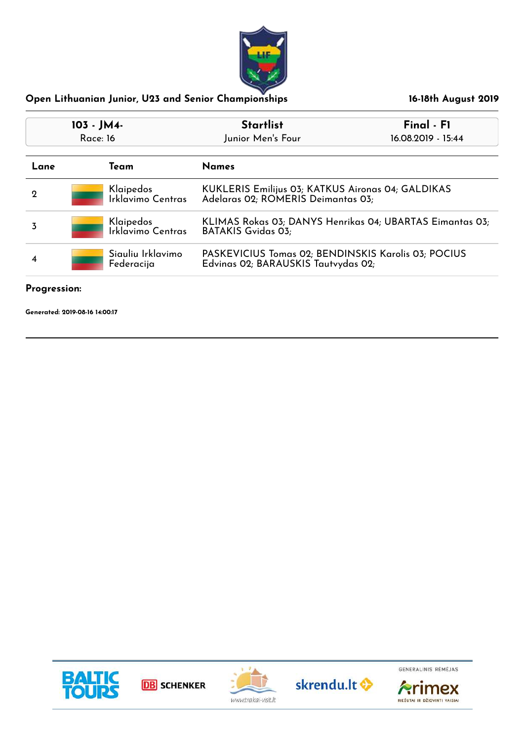# Open Lithuanian Junior, U23 and Senior Championships

16-18th August 2019

| 103 - JM4- | Startlist | Final - F1 |
|---|---|---|
| Race: 16 | Junior Men's Four | 16.08.2019 - 15:44 |

| Lane | Team | Names |
|---|---|---|
| 2 | Klaipedos Irklavimo Centras | KUKLERIS Emilijus 03; KATKUS Aironas 04; GALDIKAS Adelaras 02; ROMERIS Deimantas 03; |
| 3 | Klaipedos Irklavimo Centras | KLIMAS Rokas 03; DANYS Henrikas 04; UBARTAS Eimantas 03; BATAKIS Gvidas 03; |
| 4 | Siauliu Irklavimo Federacija | PASKEVICIUS Tomas 02; BENDINSKIS Karolis 03; POCIUS Edvinas 02; BARAUSKIS Tautvydas 02; |

**Progression:**

**Generated: 2019-08-16 14:00:17**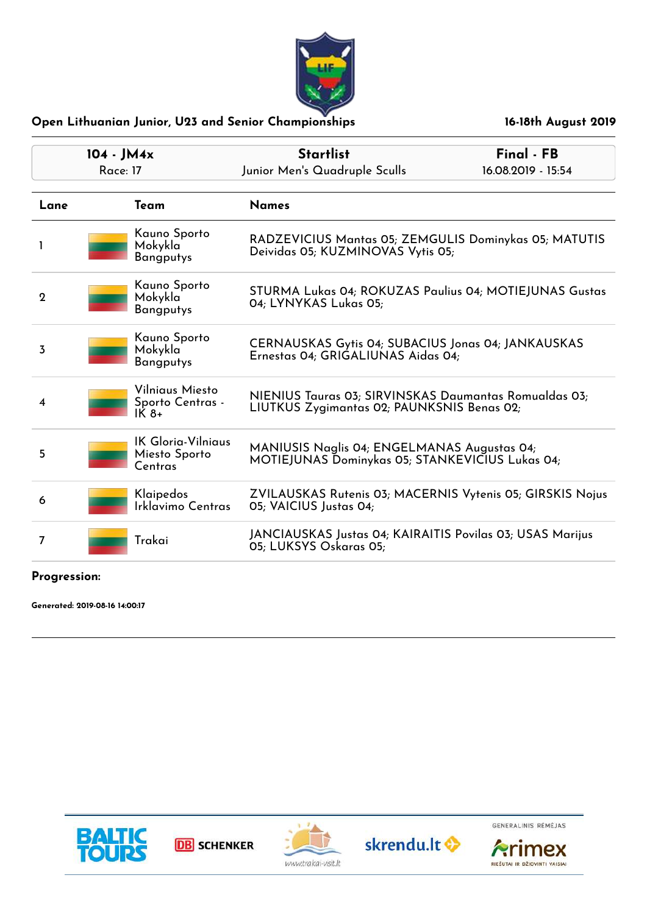Open Lithuanian Junior, U23 and Senior Championships

16-18th August 2019

| 104 - JM4x | Startlist | Final - FB |
|---|---|---|
| Race: 17 | Junior Men's Quadruple Sculls | 16.08.2019 - 15:54 |

| Lane | Team | Names |
|---|---|---|
| 1 | Kauno Sporto Mokykla Bangputys | RADZEVICIUS Mantas 05; ZEMGULIS Dominykas 05; MATUTIS Deividas 05; KUZMINOVAS Vytis 05; |
| 2 | Kauno Sporto Mokykla Bangputys | STURMA Lukas 04; ROKUZAS Paulius 04; MOTIEJUNAS Gustas 04; LYNYKAS Lukas 05; |
| 3 | Kauno Sporto Mokykla Bangputys | CERNAUSKAS Gytis 04; SUBACIUS Jonas 04; JANKAUSKAS Ernestas 04; GRIGALIUNAS Aidas 04; |
| 4 | Vilniaus Miesto Sporto Centras - IK 8+ | NIENIUS Tauras 03; SIRVINSKAS Daumantas Romualdas 03; LIUTKUS Zygimantas 02; PAUNKSNIS Benas 02; |
| 5 | IK Gloria-Vilniaus Miesto Sporto Centras | MANIUSIS Naglis 04; ENGELMANAS Augustas 04; MOTIEJUNAS Dominykas 05; STANKEVICIUS Lukas 04; |
| 6 | Klaipedos Irklavimo Centras | ZVILAUSKAS Rutenis 03; MACERNIS Vytenis 05; GIRSKIS Nojus 05; VAICIUS Justas 04; |
| 7 | Trakai | JANCIAUSKAS Justas 04; KAIRAITIS Povilas 03; USAS Marijus 05; LUKSYS Oskaras 05; |

**Progression:**

**Generated: 2019-08-16 14:00:17**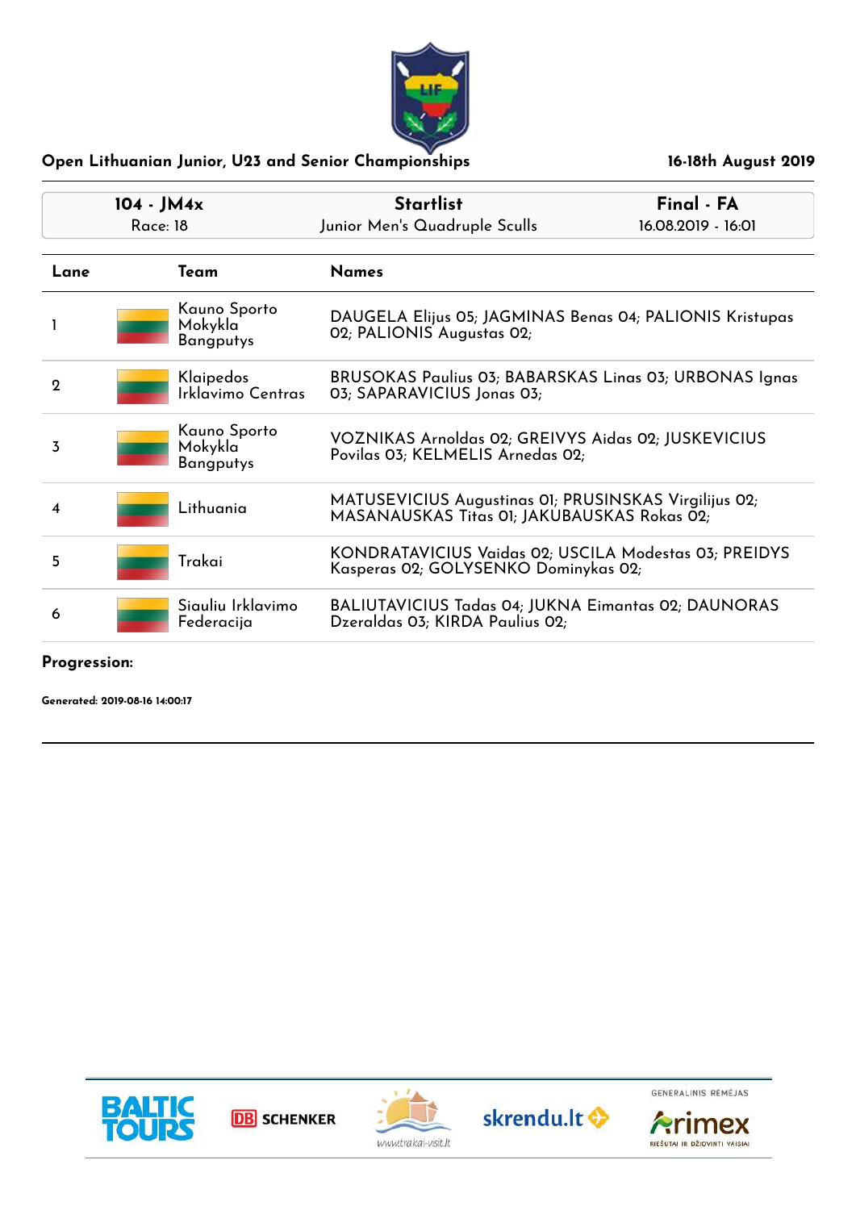**Open Lithuanian Junior, U23 and Senior Championships** — **16-18th August 2019**

| 104 - JM4x | Startlist | Final - FA |
|---|---|---|
| Race: 18 | Junior Men's Quadruple Sculls | 16.08.2019 - 16:01 |

| Lane | Team | Names |
|---|---|---|
| 1 | Kauno Sporto Mokykla Bangputys | DAUGELA Elijus 05; JAGMINAS Benas 04; PALIONIS Kristupas 02; PALIONIS Augustas 02; |
| 2 | Klaipedos Irklavimo Centras | BRUSOKAS Paulius 03; BABARSKAS Linas 03; URBONAS Ignas 03; SAPARAVICIUS Jonas 03; |
| 3 | Kauno Sporto Mokykla Bangputys | VOZNIKAS Arnoldas 02; GREIVYS Aidas 02; JUSKEVICIUS Povilas 03; KELMELIS Arnedas 02; |
| 4 | Lithuania | MATUSEVICIUS Augustinas 01; PRUSINSKAS Virgilijus 02; MASANAUSKAS Titas 01; JAKUBAUSKAS Rokas 02; |
| 5 | Trakai | KONDRATAVICIUS Vaidas 02; USCILA Modestas 03; PREIDYS Kasperas 02; GOLYSENKO Dominykas 02; |
| 6 | Siauliu Irklavimo Federacija | BALIUTAVICIUS Tadas 04; JUKNA Eimantas 02; DAUNORAS Dzeraldas 03; KIRDA Paulius 02; |

**Progression:**

**Generated: 2019-08-16 14:00:17**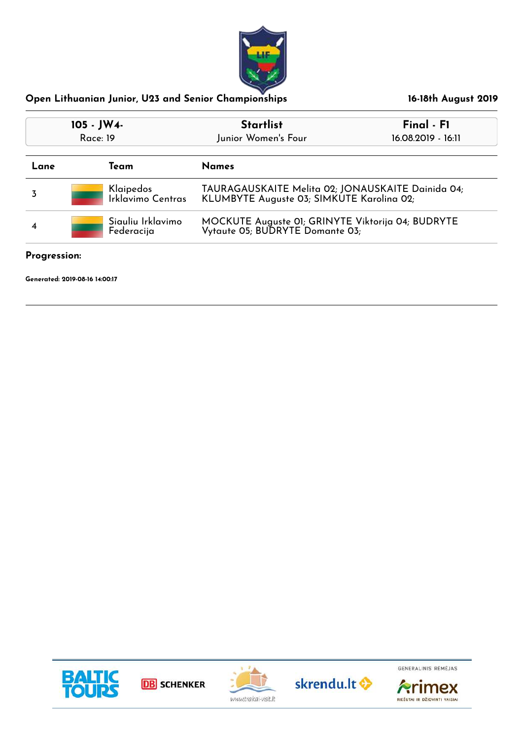## Open Lithuanian Junior, U23 and Senior Championships

16-18th August 2019

| 105 - JW4- Race: 19 | Startlist Junior Women's Four | Final - F1 16.08.2019 - 16:11 |
|---|---|---|

| Lane | Team | Names |
|---|---|---|
| 3 | Klaipedos Irklavimo Centras | TAURAGAUSKAITE Melita 02; JONAUSKAITE Dainida 04; KLUMBYTE Auguste 03; SIMKUTE Karolina 02; |
| 4 | Siauliu Irklavimo Federacija | MOCKUTE Auguste 01; GRINYTE Viktorija 04; BUDRYTE Vytaute 05; BUDRYTE Domante 03; |

**Progression:**

**Generated: 2019-08-16 14:00:17**

BALTIC TOURS | DB SCHENKER | www.trakai-visit.lt | skrendu.lt | GENERALINIS RĖMĖJAS Arimex RIEŠUTAI IR DŽIOVINTI VAISIAI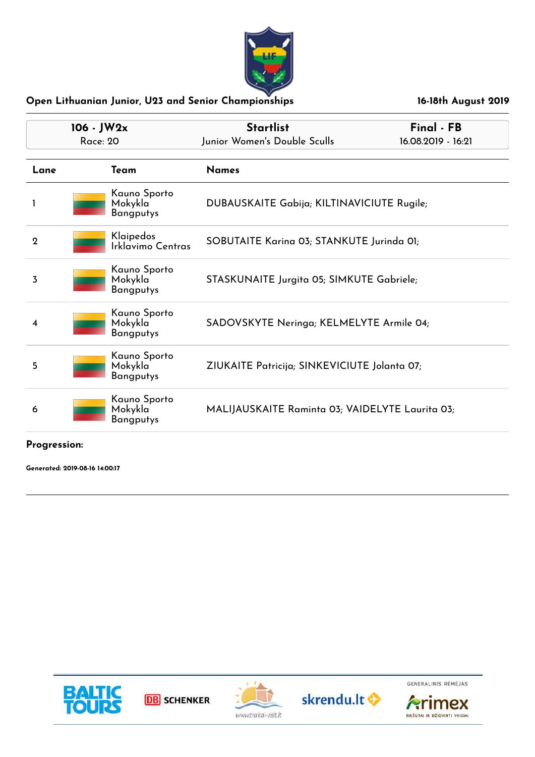## Open Lithuanian Junior, U23 and Senior Championships

16-18th August 2019

| 106 - JW2x<br>Race: 20 | Startlist<br>Junior Women's Double Sculls | Final - FB<br>16.08.2019 - 16:21 |
|---|---|---|

| Lane | Team | Names |
|---|---|---|
| 1 | Kauno Sporto Mokykla Bangputys | DUBAUSKAITE Gabija; KILTINAVICIUTE Rugile; |
| 2 | Klaipedos Irklavimo Centras | SOBUTAITE Karina 03; STANKUTE Jurinda 01; |
| 3 | Kauno Sporto Mokykla Bangputys | STASKUNAITE Jurgita 05; SIMKUTE Gabriele; |
| 4 | Kauno Sporto Mokykla Bangputys | SADOVSKYTE Neringa; KELMELYTE Armile 04; |
| 5 | Kauno Sporto Mokykla Bangputys | ZIUKAITE Patricija; SINKEVICIUTE Jolanta 07; |
| 6 | Kauno Sporto Mokykla Bangputys | MALIJAUSKAITE Raminta 03; VAIDELYTE Laurita 03; |

**Progression:**

**Generated: 2019-08-16 14:00:17**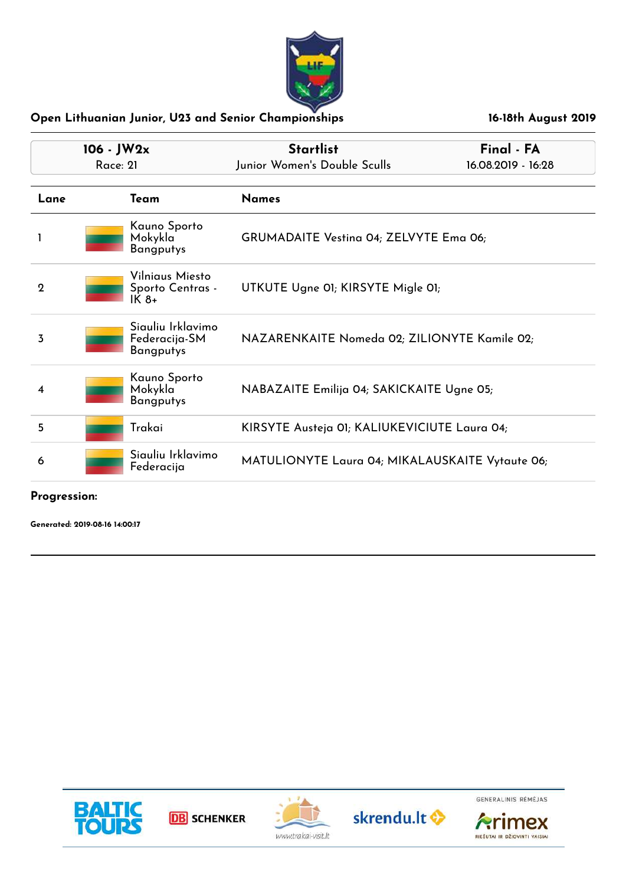## Open Lithuanian Junior, U23 and Senior Championships

16-18th August 2019

| 106 - JW2x | Startlist | Final - FA |
|---|---|---|
| Race: 21 | Junior Women's Double Sculls | 16.08.2019 - 16:28 |

| Lane | Team | Names |
|---|---|---|
| 1 | Kauno Sporto Mokykla Bangputys | GRUMADAITE Vestina 04; ZELVYTE Ema 06; |
| 2 | Vilniaus Miesto Sporto Centras - IK 8+ | UTKUTE Ugne 01; KIRSYTE Migle 01; |
| 3 | Siauliu Irklavimo Federacija-SM Bangputys | NAZARENKAITE Nomeda 02; ZILIONYTE Kamile 02; |
| 4 | Kauno Sporto Mokykla Bangputys | NABAZAITE Emilija 04; SAKICKAITE Ugne 05; |
| 5 | Trakai | KIRSYTE Austeja 01; KALIUKEVICIUTE Laura 04; |
| 6 | Siauliu Irklavimo Federacija | MATULIONYTE Laura 04; MIKALAUSKAITE Vytaute 06; |

**Progression:**

**Generated: 2019-08-16 14:00:17**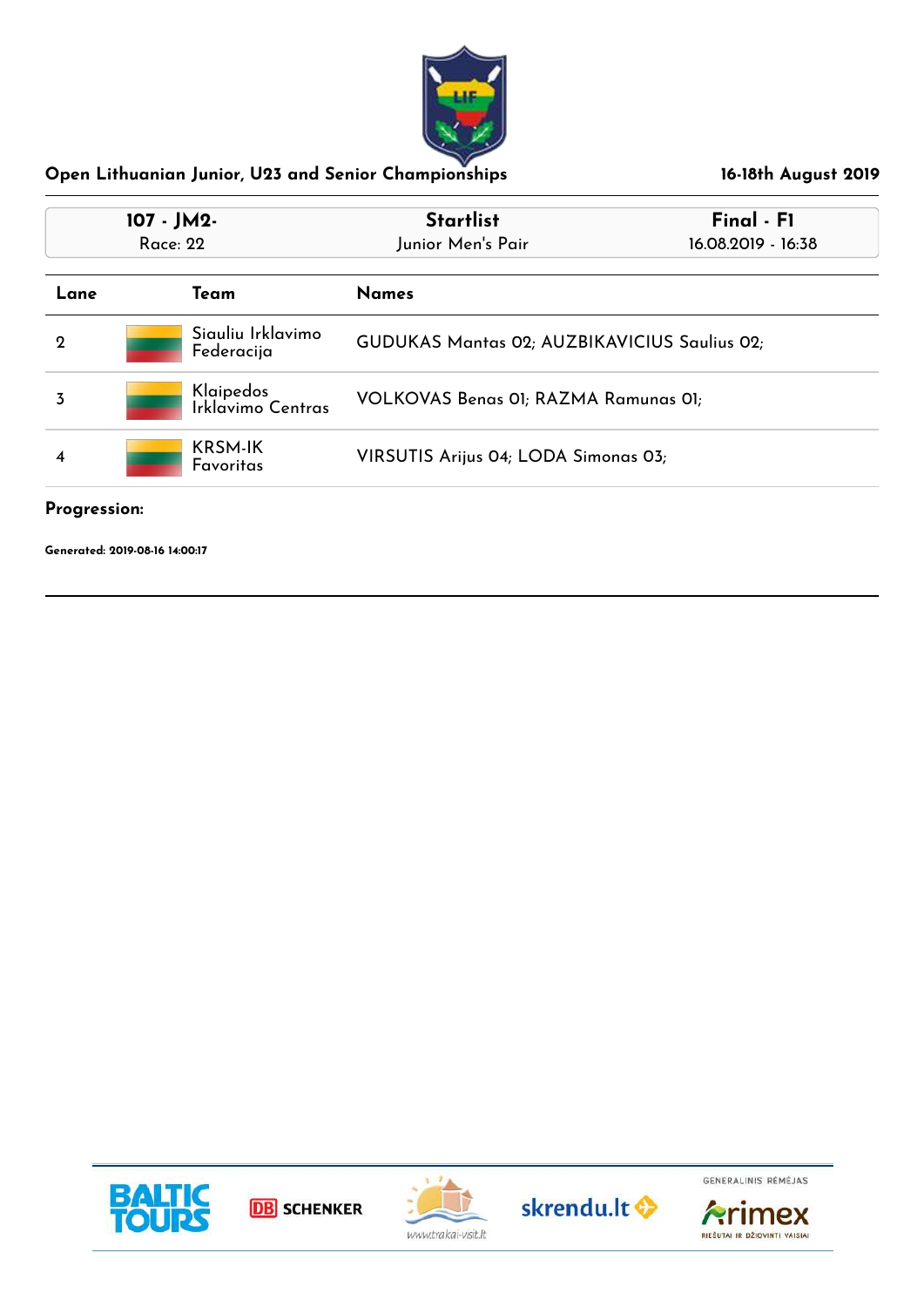## Open Lithuanian Junior, U23 and Senior Championships

**16-18th August 2019**

| **107 - JM2-** | **Startlist** | **Final - F1** |
|---|---|---|
| Race: 22 | Junior Men's Pair | 16.08.2019 - 16:38 |

| Lane | Team | Names |
|---|---|---|
| 2 | Siauliu Irklavimo Federacija | GUDUKAS Mantas 02; AUZBIKAVICIUS Saulius 02; |
| 3 | Klaipedos Irklavimo Centras | VOLKOVAS Benas 01; RAZMA Ramunas 01; |
| 4 | KRSM-IK Favoritas | VIRSUTIS Arijus 04; LODA Simonas 03; |

**Progression:**

**Generated: 2019-08-16 14:00:17**

BALTIC TOURS | DB SCHENKER | www.trakai-visit.lt | skrendu.lt | GENERALINIS RĖMĖJAS Arimex RIEŠUTAI IR DŽIOVINTI VAISIAI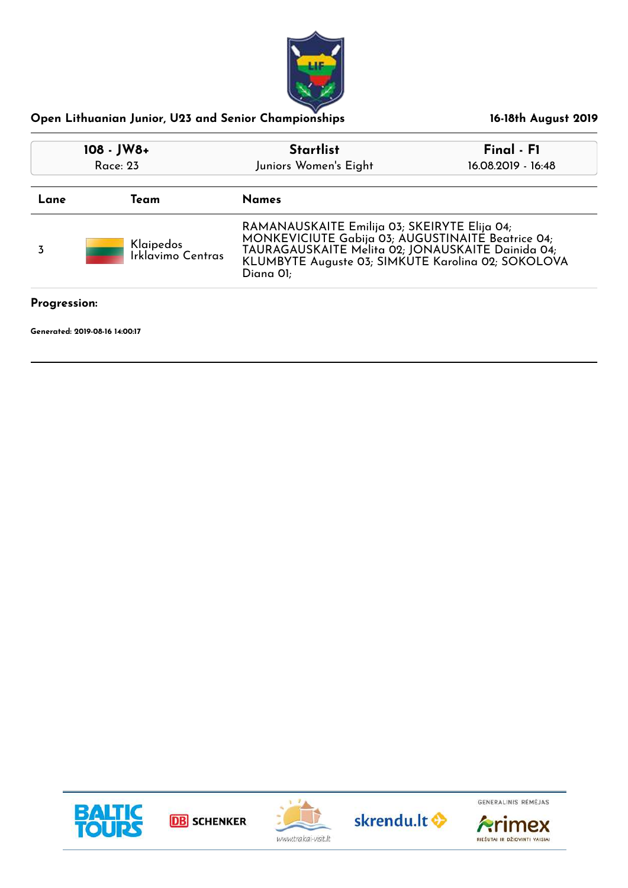## Open Lithuanian Junior, U23 and Senior Championships

**16-18th August 2019**

| 108 - JW8+ | Startlist | Final - F1 |
|---|---|---|
| Race: 23 | Juniors Women's Eight | 16.08.2019 - 16:48 |

| Lane | Team | Names |
|---|---|---|
| 3 | Klaipedos Irklavimo Centras | RAMANAUSKAITE Emilija 03; SKEIRYTE Elija 04; MONKEVICIUTE Gabija 03; AUGUSTINAITE Beatrice 04; TAURAGAUSKAITE Melita 02; JONAUSKAITE Dainida 04; KLUMBYTE Auguste 03; SIMKUTE Karolina 02; SOKOLOVA Diana 01; |

**Progression:**

**Generated: 2019-08-16 14:00:17**

BALTIC TOURS | DB SCHENKER | www.trakai-visit.lt | skrendu.lt | GENERALINIS RĖMĖJAS Arimex RIEŠUTAI IR DŽIOVINTI VAISIAI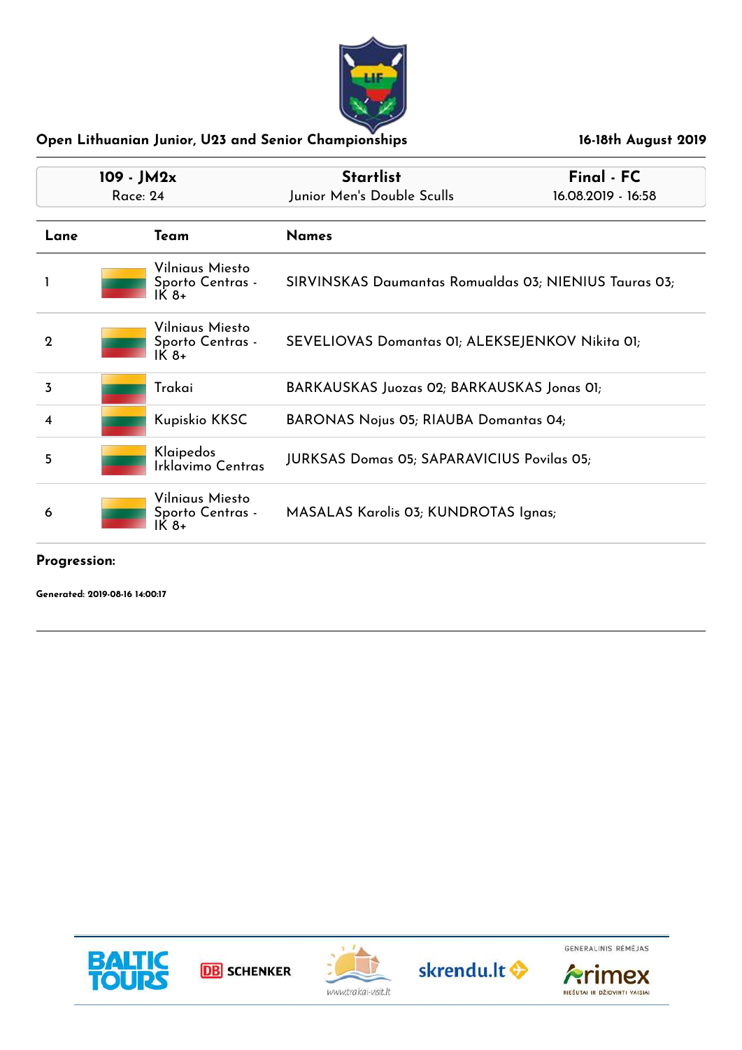Open Lithuanian Junior, U23 and Senior Championships — 16-18th August 2019

| 109 - JM2x | Startlist | Final - FC |
| --- | --- | --- |
| Race: 24 | Junior Men's Double Sculls | 16.08.2019 - 16:58 |

| Lane | Team | Names |
| --- | --- | --- |
| 1 | Vilniaus Miesto Sporto Centras - IK 8+ | SIRVINSKAS Daumantas Romualdas 03; NIENIUS Tauras 03; |
| 2 | Vilniaus Miesto Sporto Centras - IK 8+ | SEVELIOVAS Domantas 01; ALEKSEJENKOV Nikita 01; |
| 3 | Trakai | BARKAUSKAS Juozas 02; BARKAUSKAS Jonas 01; |
| 4 | Kupiskio KKSC | BARONAS Nojus 05; RIAUBA Domantas 04; |
| 5 | Klaipedos Irklavimo Centras | JURKSAS Domas 05; SAPARAVICIUS Povilas 05; |
| 6 | Vilniaus Miesto Sporto Centras - IK 8+ | MASALAS Karolis 03; KUNDROTAS Ignas; |

**Progression:**

**Generated: 2019-08-16 14:00:17**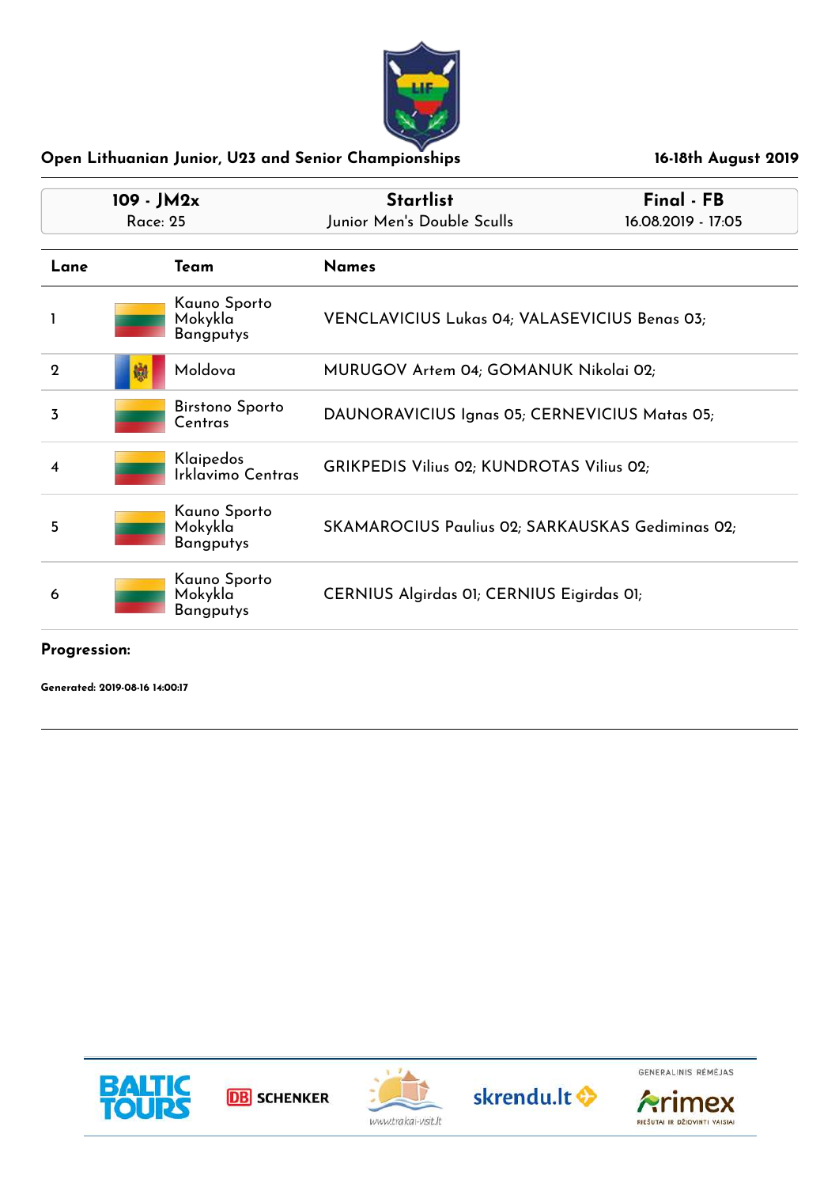## Open Lithuanian Junior, U23 and Senior Championships

16-18th August 2019

| 109 - JM2x | Startlist | Final - FB |
|---|---|---|
| Race: 25 | Junior Men's Double Sculls | 16.08.2019 - 17:05 |

| Lane | Team | Names |
|---|---|---|
| 1 | Kauno Sporto Mokykla Bangputys | VENCLAVICIUS Lukas 04; VALASEVICIUS Benas 03; |
| 2 | Moldova | MURUGOV Artem 04; GOMANUK Nikolai 02; |
| 3 | Birstono Sporto Centras | DAUNORAVICIUS Ignas 05; CERNEVICIUS Matas 05; |
| 4 | Klaipedos Irklavimo Centras | GRIKPEDIS Vilius 02; KUNDROTAS Vilius 02; |
| 5 | Kauno Sporto Mokykla Bangputys | SKAMAROCIUS Paulius 02; SARKAUSKAS Gediminas 02; |
| 6 | Kauno Sporto Mokykla Bangputys | CERNIUS Algirdas 01; CERNIUS Eigirdas 01; |

**Progression:**

**Generated: 2019-08-16 14:00:17**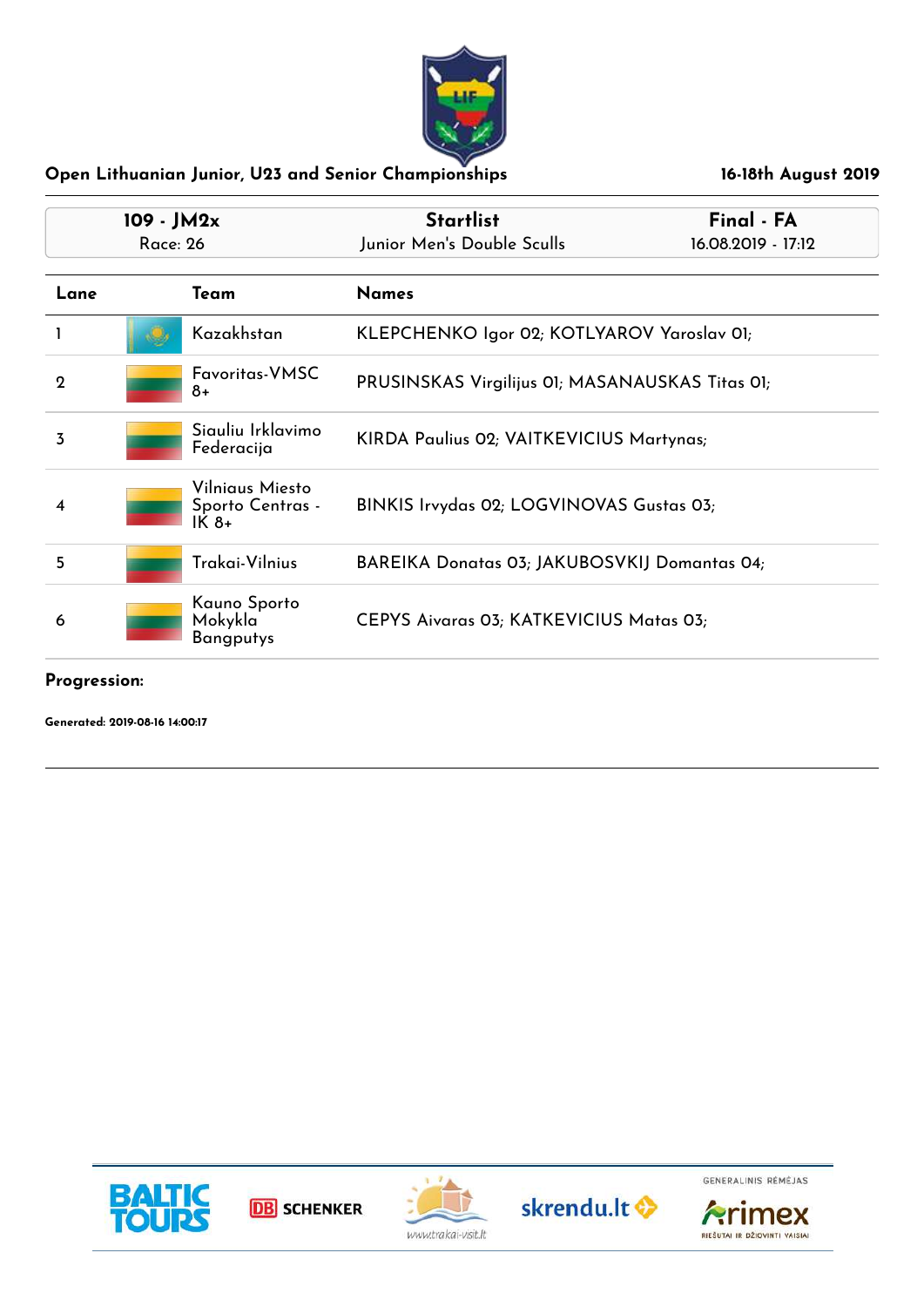## Open Lithuanian Junior, U23 and Senior Championships

16-18th August 2019

| 109 - JM2x | Startlist | Final - FA |
|---|---|---|
| Race: 26 | Junior Men's Double Sculls | 16.08.2019 - 17:12 |

| Lane | Team | Names |
|---|---|---|
| 1 | Kazakhstan | KLEPCHENKO Igor 02; KOTLYAROV Yaroslav 01; |
| 2 | Favoritas-VMSC 8+ | PRUSINSKAS Virgilijus 01; MASANAUSKAS Titas 01; |
| 3 | Siauliu Irklavimo Federacija | KIRDA Paulius 02; VAITKEVICIUS Martynas; |
| 4 | Vilniaus Miesto Sporto Centras - IK 8+ | BINKIS Irvydas 02; LOGVINOVAS Gustas 03; |
| 5 | Trakai-Vilnius | BAREIKA Donatas 03; JAKUBOSVKIJ Domantas 04; |
| 6 | Kauno Sporto Mokykla Bangputys | CEPYS Aivaras 03; KATKEVICIUS Matas 03; |

**Progression:**

**Generated: 2019-08-16 14:00:17**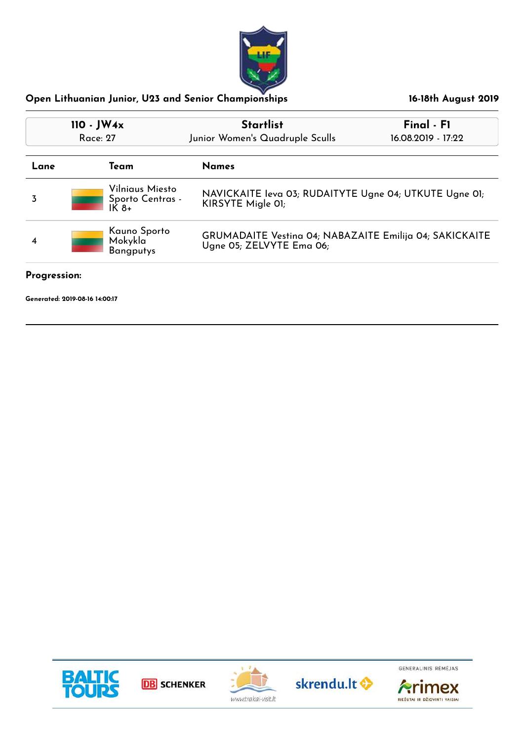## Open Lithuanian Junior, U23 and Senior Championships

**16-18th August 2019**

| 110 - JW4x | Startlist | Final - F1 |
|---|---|---|
| Race: 27 | Junior Women's Quadruple Sculls | 16.08.2019 - 17:22 |

| Lane | Team | Names |
|---|---|---|
| 3 | Vilniaus Miesto Sporto Centras - IK 8+ | NAVICKAITE Ieva 03; RUDAITYTE Ugne 04; UTKUTE Ugne 01; KIRSYTE Migle 01; |
| 4 | Kauno Sporto Mokykla Bangputys | GRUMADAITE Vestina 04; NABAZAITE Emilija 04; SAKICKAITE Ugne 05; ZELVYTE Ema 06; |

**Progression:**

**Generated: 2019-08-16 14:00:17**

BALTIC TOURS | DB SCHENKER | www.trakai-visit.lt | skrendu.lt | GENERALINIS RĖMĖJAS Arimex RIEŠUTAI IR DŽIOVINTI VAISIAI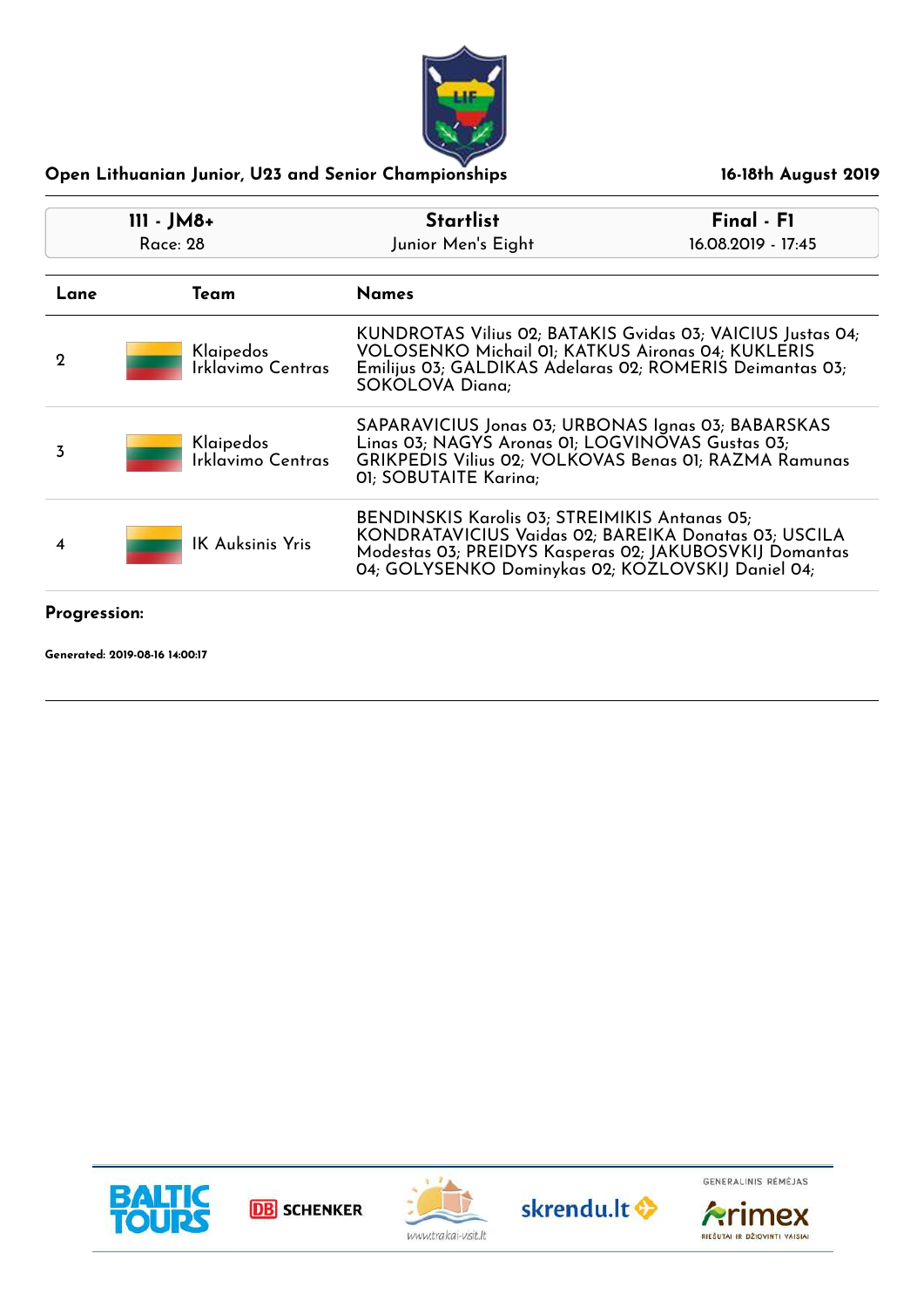## Open Lithuanian Junior, U23 and Senior Championships

16-18th August 2019

| 111 - JM8+ | Startlist | Final - F1 |
| --- | --- | --- |
| Race: 28 | Junior Men's Eight | 16.08.2019 - 17:45 |

| Lane | Team | Names |
| --- | --- | --- |
| 2 | Klaipedos Irklavimo Centras | KUNDROTAS Vilius 02; BATAKIS Gvidas 03; VAICIUS Justas 04; VOLOSENKO Michail 01; KATKUS Aironas 04; KUKLERIS Emilijus 03; GALDIKAS Adelaras 02; ROMERIS Deimantas 03; SOKOLOVA Diana; |
| 3 | Klaipedos Irklavimo Centras | SAPARAVICIUS Jonas 03; URBONAS Ignas 03; BABARSKAS Linas 03; NAGYS Aronas 01; LOGVINOVAS Gustas 03; GRIKPEDIS Vilius 02; VOLKOVAS Benas 01; RAZMA Ramunas 01; SOBUTAITE Karina; |
| 4 | IK Auksinis Yris | BENDINSKIS Karolis 03; STREIMIKIS Antanas 05; KONDRATAVICIUS Vaidas 02; BAREIKA Donatas 03; USCILA Modestas 03; PREIDYS Kasperas 02; JAKUBOSVKIJ Domantas 04; GOLYSENKO Dominykas 02; KOZLOVSKIJ Daniel 04; |

**Progression:**

**Generated: 2019-08-16 14:00:17**